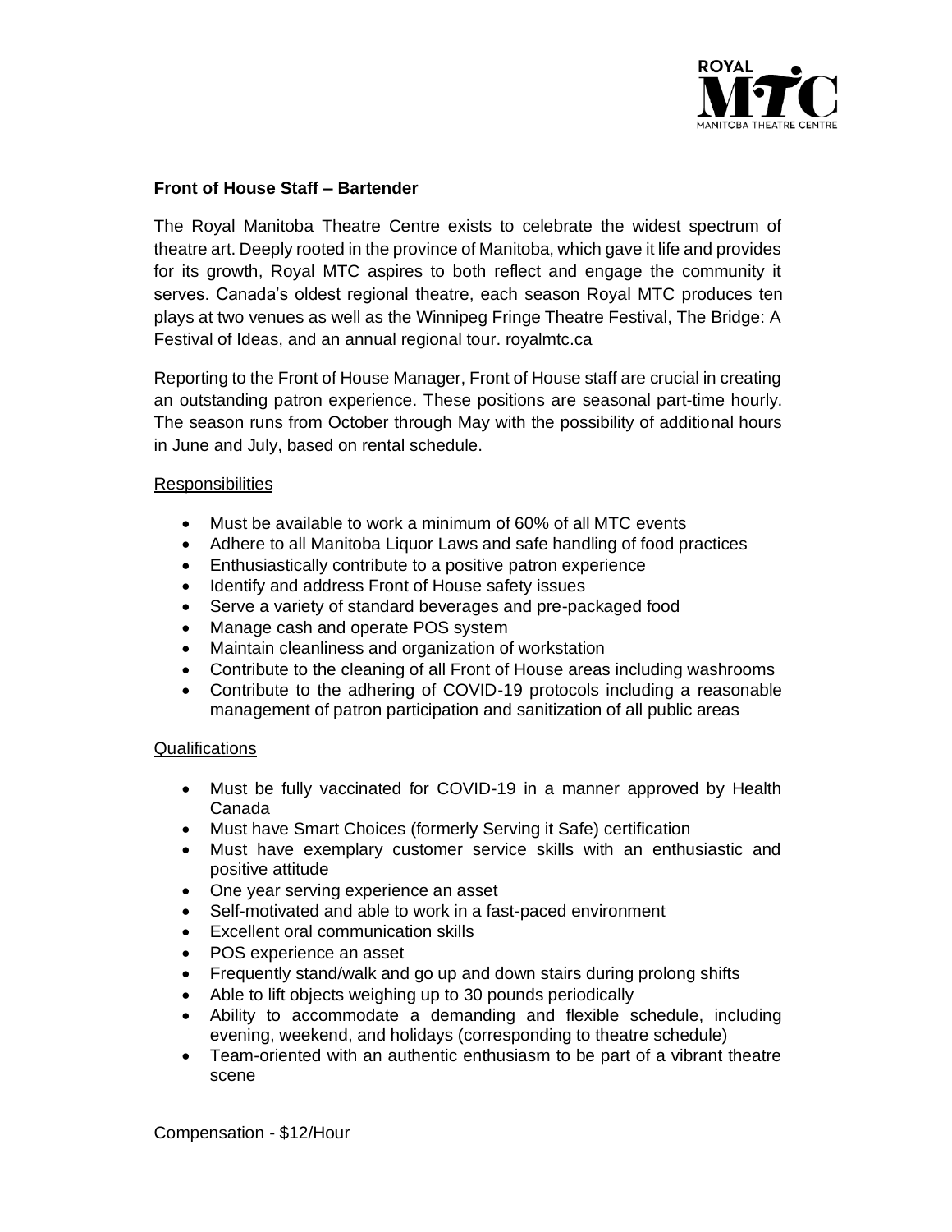**Front of House Staff – Bartender**

The Royal Manitoba Theatre Centre exists to celebrate the widest spectrum of theatre art. Deeply rooted in the province of Manitoba, which gave it life and provides for its growth, Royal MTC aspires to both reflect and engage the community it serves. Canada's oldest regional theatre, each season Royal MTC produces ten plays at two venues as well as the Winnipeg Fringe Theatre Festival, The Bridge: A Festival of Ideas, and an annual regional tour. royalmtc.ca

Reporting to the Front of House Manager, Front of House staff are crucial in creating an outstanding patron experience. These positions are seasonal part-time hourly. The season runs from October through May with the possibility of additional hours in June and July, based on rental schedule.

Responsibilities

- Must be available to work a minimum of 60% of all MTC events
- Adhere to all Manitoba Liquor Laws and safe handling of food practices
- Enthusiastically contribute to a positive patron experience
- Identify and address Front of House safety issues
- Serve a variety of standard beverages and pre-packaged food
- Manage cash and operate POS system
- Maintain cleanliness and organization of workstation
- Contribute to the cleaning of all Front of House areas including washrooms
- Contribute to the adhering of COVID-19 protocols including a reasonable management of patron participation and sanitization of all public areas

Qualifications

- Must be fully vaccinated for COVID-19 in a manner approved by Health Canada
- Must have Smart Choices (formerly Serving it Safe) certification
- Must have exemplary customer service skills with an enthusiastic and positive attitude
- One year serving experience an asset
- Self-motivated and able to work in a fast-paced environment
- Excellent oral communication skills
- POS experience an asset
- Frequently stand/walk and go up and down stairs during prolong shifts
- Able to lift objects weighing up to 30 pounds periodically
- Ability to accommodate a demanding and flexible schedule, including evening, weekend, and holidays (corresponding to theatre schedule)
- Team-oriented with an authentic enthusiasm to be part of a vibrant theatre scene

Compensation - $12/Hour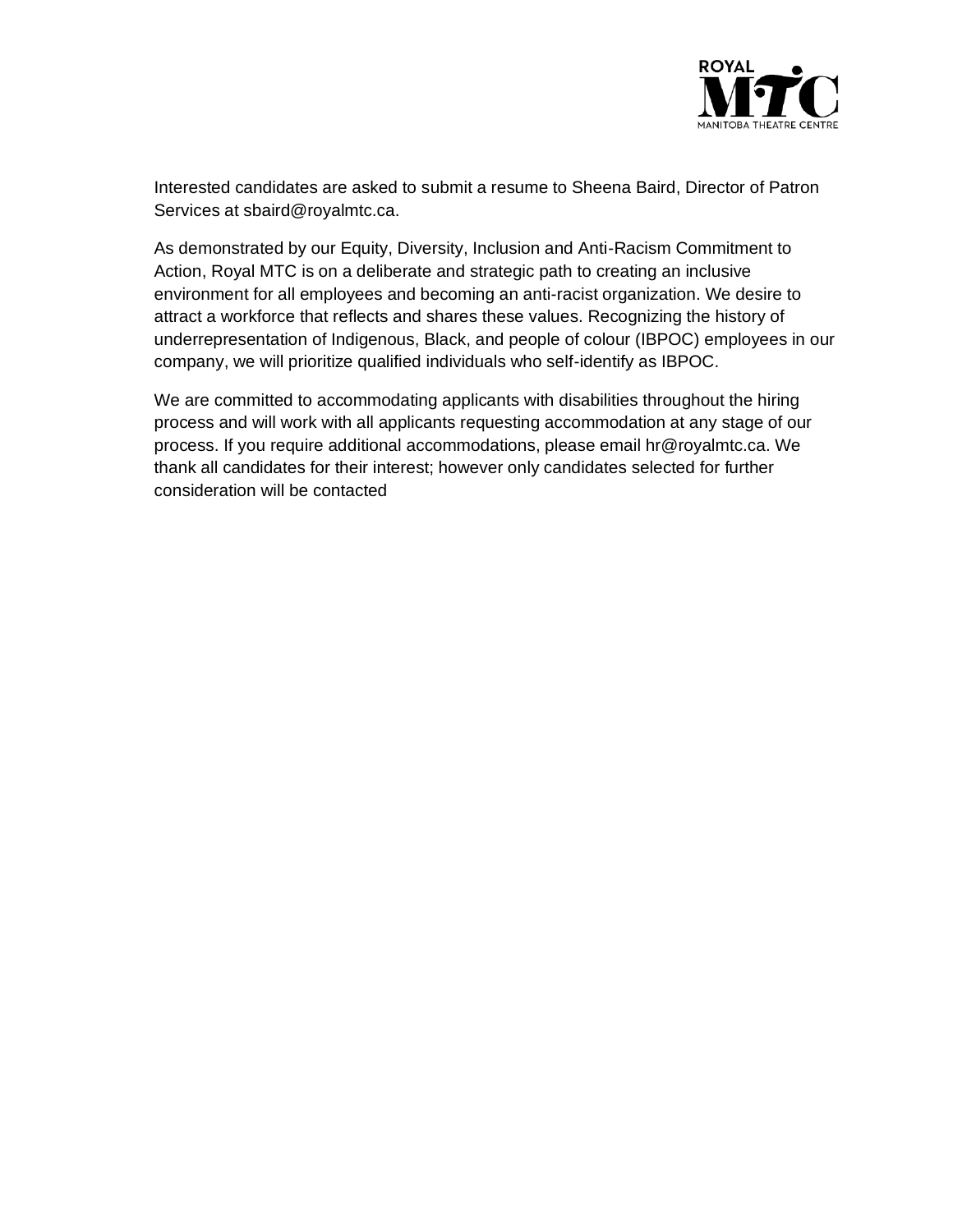Interested candidates are asked to submit a resume to Sheena Baird, Director of Patron Services at sbaird@royalmtc.ca.

As demonstrated by our Equity, Diversity, Inclusion and Anti-Racism Commitment to Action, Royal MTC is on a deliberate and strategic path to creating an inclusive environment for all employees and becoming an anti-racist organization. We desire to attract a workforce that reflects and shares these values. Recognizing the history of underrepresentation of Indigenous, Black, and people of colour (IBPOC) employees in our company, we will prioritize qualified individuals who self-identify as IBPOC.

We are committed to accommodating applicants with disabilities throughout the hiring process and will work with all applicants requesting accommodation at any stage of our process. If you require additional accommodations, please email hr@royalmtc.ca. We thank all candidates for their interest; however only candidates selected for further consideration will be contacted